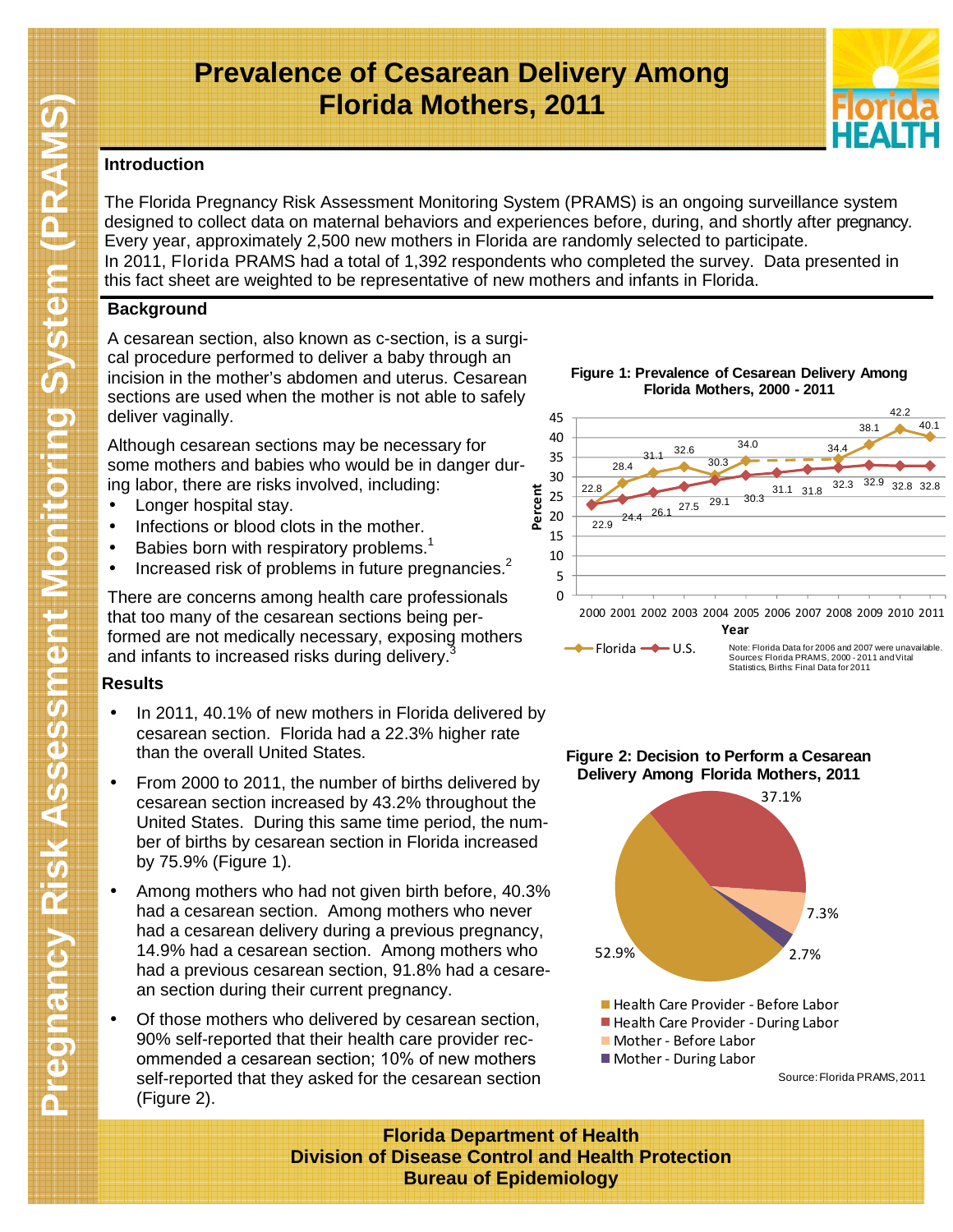# Prevalence of Cesarean Delivery Among Florida Mothers, 2011

Pregnancy Risk Assessment Monitoring System (PRAMS)

## Introduction

The Florida Pregnancy Risk Assessment Monitoring System (PRAMS) is an ongoing surveillance system designed to collect data on maternal behaviors and experiences before, during, and shortly after pregnancy. Every year, approximately 2,500 new mothers in Florida are randomly selected to participate. In 2011, Florida PRAMS had a total of 1,392 respondents who completed the survey. Data presented in this fact sheet are weighted to be representative of new mothers and infants in Florida.

## Background

A cesarean section, also known as c-section, is a surgical procedure performed to deliver a baby through an incision in the mother's abdomen and uterus. Cesarean sections are used when the mother is not able to safely deliver vaginally.

Although cesarean sections may be necessary for some mothers and babies who would be in danger during labor, there are risks involved, including:

- Longer hospital stay.
- Infections or blood clots in the mother.
- Babies born with respiratory problems.[1]
- Increased risk of problems in future pregnancies.[2]

There are concerns among health care professionals that too many of the cesarean sections being performed are not medically necessary, exposing mothers and infants to increased risks during delivery.[3]

**Figure 1: Prevalence of Cesarean Delivery Among Florida Mothers, 2000 - 2011**

Percent

Year

2000 2001 2002 2003 2004 2005 2006 2007 2008 2009 2010 2011

Florida: 22.8 28.4 31.1 32.6 30.3 34.0 34.4 38.1 42.2 40.1

U.S.: 22.9 24.4 26.1 27.5 29.1 30.3 31.1 31.8 32.3 32.9 32.8 32.8

Note: Florida Data for 2006 and 2007 were unavailable.
Sources: Florida PRAMS, 2000 - 2011 and Vital Statistics, Births: Final Data for 2011

## Results

- In 2011, 40.1% of new mothers in Florida delivered by cesarean section. Florida had a 22.3% higher rate than the overall United States.
- From 2000 to 2011, the number of births delivered by cesarean section increased by 43.2% throughout the United States. During this same time period, the number of births by cesarean section in Florida increased by 75.9% (Figure 1).
- Among mothers who had not given birth before, 40.3% had a cesarean section. Among mothers who never had a cesarean delivery during a previous pregnancy, 14.9% had a cesarean section. Among mothers who had a previous cesarean section, 91.8% had a cesarean section during their current pregnancy.
- Of those mothers who delivered by cesarean section, 90% self-reported that their health care provider recommended a cesarean section; 10% of new mothers self-reported that they asked for the cesarean section (Figure 2).

**Figure 2: Decision to Perform a Cesarean Delivery Among Florida Mothers, 2011**

52.9% 37.1% 7.3% 2.7%

- Health Care Provider - Before Labor
- Health Care Provider - During Labor
- Mother - Before Labor
- Mother - During Labor

Source: Florida PRAMS, 2011

**Florida Department of Health**
**Division of Disease Control and Health Protection**
**Bureau of Epidemiology**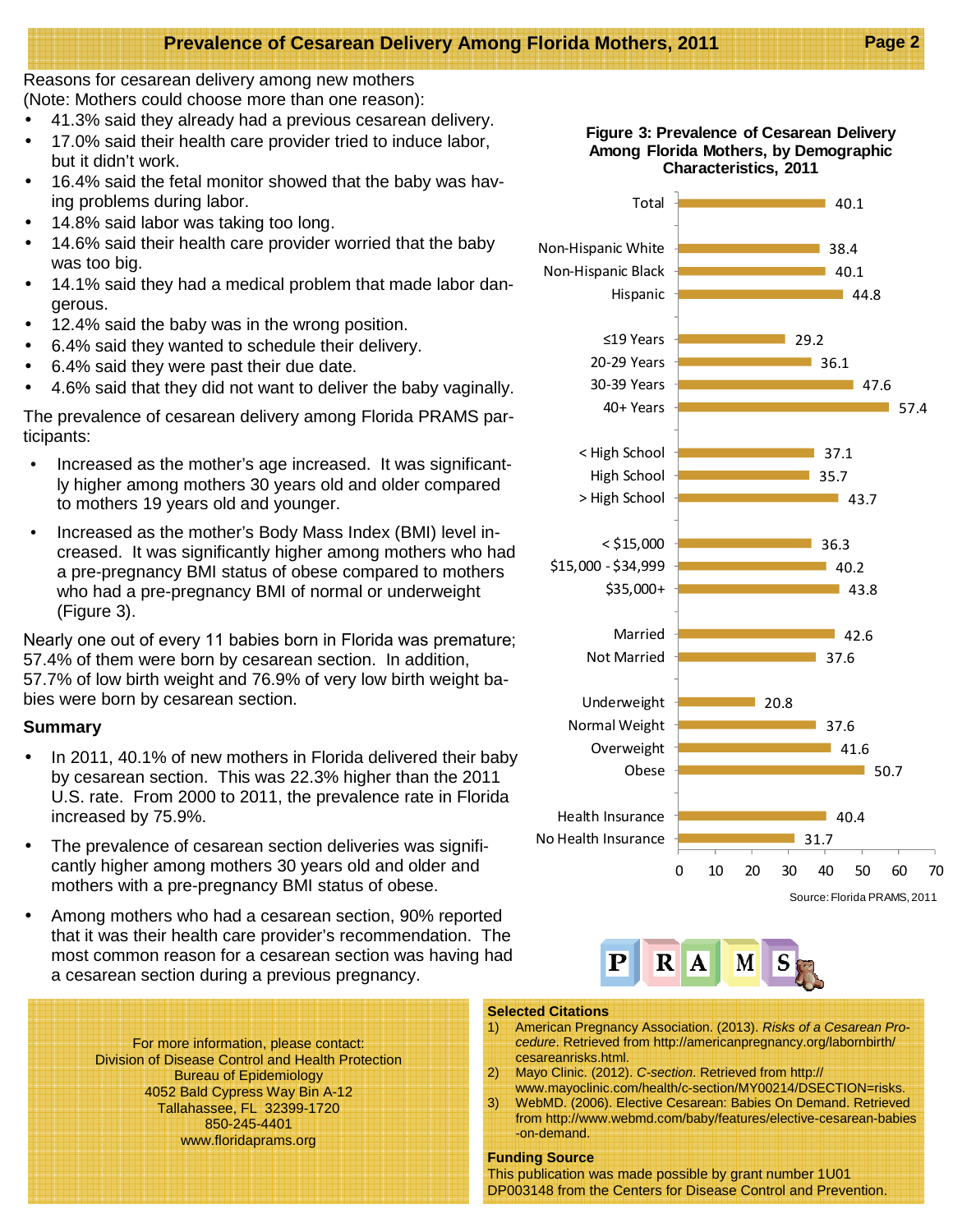# Prevalence of Cesarean Delivery Among Florida Mothers, 2011

Reasons for cesarean delivery among new mothers (Note: Mothers could choose more than one reason):

- 41.3% said they already had a previous cesarean delivery.
- 17.0% said their health care provider tried to induce labor, but it didn't work.
- 16.4% said the fetal monitor showed that the baby was having problems during labor.
- 14.8% said labor was taking too long.
- 14.6% said their health care provider worried that the baby was too big.
- 14.1% said they had a medical problem that made labor dangerous.
- 12.4% said the baby was in the wrong position.
- 6.4% said they wanted to schedule their delivery.
- 6.4% said they were past their due date.
- 4.6% said that they did not want to deliver the baby vaginally.

The prevalence of cesarean delivery among Florida PRAMS participants:

- Increased as the mother's age increased. It was significantly higher among mothers 30 years old and older compared to mothers 19 years old and younger.
- Increased as the mother's Body Mass Index (BMI) level increased. It was significantly higher among mothers who had a pre-pregnancy BMI status of obese compared to mothers who had a pre-pregnancy BMI of normal or underweight (Figure 3).

Nearly one out of every 11 babies born in Florida was premature; 57.4% of them were born by cesarean section. In addition, 57.7% of low birth weight and 76.9% of very low birth weight babies were born by cesarean section.

**Figure 3: Prevalence of Cesarean Delivery Among Florida Mothers, by Demographic Characteristics, 2011**

Total 40.1
Non-Hispanic White 38.4
Non-Hispanic Black 40.1
Hispanic 44.8
≤19 Years 29.2
20-29 Years 36.1
30-39 Years 47.6
40+ Years 57.4
< High School 37.1
High School 35.7
> High School 43.7
< $15,000 36.3
$15,000 - $34,999 40.2
$35,000+ 43.8
Married 42.6
Not Married 37.6
Underweight 20.8
Normal Weight 37.6
Overweight 41.6
Obese 50.7
Health Insurance 40.4
No Health Insurance 31.7

0 10 20 30 40 50 60 70

Source: Florida PRAMS, 2011

### Summary

- In 2011, 40.1% of new mothers in Florida delivered their baby by cesarean section. This was 22.3% higher than the 2011 U.S. rate. From 2000 to 2011, the prevalence rate in Florida increased by 75.9%.
- The prevalence of cesarean section deliveries was significantly higher among mothers 30 years old and older and mothers with a pre-pregnancy BMI status of obese.
- Among mothers who had a cesarean section, 90% reported that it was their health care provider's recommendation. The most common reason for a cesarean section was having had a cesarean section during a previous pregnancy.

For more information, please contact:
Division of Disease Control and Health Protection
Bureau of Epidemiology
4052 Bald Cypress Way Bin A-12
Tallahassee, FL 32399-1720
850-245-4401
www.floridaprams.org

**Selected Citations**

1) American Pregnancy Association. (2013). *Risks of a Cesarean Procedure*. Retrieved from http://americanpregnancy.org/labornbirth/cesareanrisks.html.
2) Mayo Clinic. (2012). *C-section*. Retrieved from http://www.mayoclinic.com/health/c-section/MY00214/DSECTION=risks.
3) WebMD. (2006). Elective Cesarean: Babies On Demand. Retrieved from http://www.webmd.com/baby/features/elective-cesarean-babies-on-demand.

**Funding Source**

This publication was made possible by grant number 1U01 DP003148 from the Centers for Disease Control and Prevention.